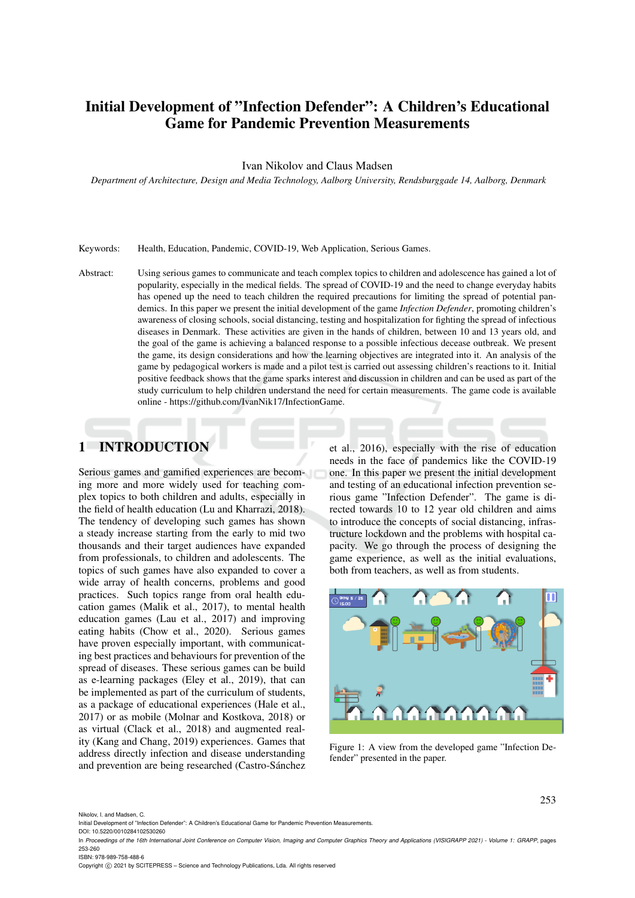# Initial Development of "Infection Defender": A Children's Educational Game for Pandemic Prevention Measurements

Ivan Nikolov and Claus Madsen

*Department of Architecture, Design and Media Technology, Aalborg University, Rendsburggade 14, Aalborg, Denmark*

Keywords: Health, Education, Pandemic, COVID-19, Web Application, Serious Games.

Abstract: Using serious games to communicate and teach complex topics to children and adolescence has gained a lot of popularity, especially in the medical fields. The spread of COVID-19 and the need to change everyday habits has opened up the need to teach children the required precautions for limiting the spread of potential pandemics. In this paper we present the initial development of the game *Infection Defender*, promoting children's awareness of closing schools, social distancing, testing and hospitalization for fighting the spread of infectious diseases in Denmark. These activities are given in the hands of children, between 10 and 13 years old, and the goal of the game is achieving a balanced response to a possible infectious decease outbreak. We present the game, its design considerations and how the learning objectives are integrated into it. An analysis of the game by pedagogical workers is made and a pilot test is carried out assessing children's reactions to it. Initial positive feedback shows that the game sparks interest and discussion in children and can be used as part of the study curriculum to help children understand the need for certain measurements. The game code is available online - https://github.com/IvanNik17/InfectionGame.

## 1 INTRODUCTION

Serious games and gamified experiences are becoming more and more widely used for teaching complex topics to both children and adults, especially in the field of health education (Lu and Kharrazi, 2018). The tendency of developing such games has shown a steady increase starting from the early to mid two thousands and their target audiences have expanded from professionals, to children and adolescents. The topics of such games have also expanded to cover a wide array of health concerns, problems and good practices. Such topics range from oral health education games (Malik et al., 2017), to mental health education games (Lau et al., 2017) and improving eating habits (Chow et al., 2020). Serious games have proven especially important, with communicating best practices and behaviours for prevention of the spread of diseases. These serious games can be build as e-learning packages (Eley et al., 2019), that can be implemented as part of the curriculum of students, as a package of educational experiences (Hale et al., 2017) or as mobile (Molnar and Kostkova, 2018) or as virtual (Clack et al., 2018) and augmented reality (Kang and Chang, 2019) experiences. Games that address directly infection and disease understanding and prevention are being researched (Castro-Sánchez et al., 2016), especially with the rise of education needs in the face of pandemics like the COVID-19 one. In this paper we present the initial development and testing of an educational infection prevention serious game "Infection Defender". The game is directed towards 10 to 12 year old children and aims to introduce the concepts of social distancing, infrastructure lockdown and the problems with hospital capacity. We go through the process of designing the game experience, as well as the initial evaluations, both from teachers, as well as from students.

Figure 1: A view from the developed game "Infection Defender" presented in the paper.

Nikolov, I. and Madsen, C.
Initial Development of "Infection Defender": A Children's Educational Game for Pandemic Prevention Measurements.
DOI: 10.5220/0010284102530260
In *Proceedings of the 16th International Joint Conference on Computer Vision, Imaging and Computer Graphics Theory and Applications (VISIGRAPP 2021) - Volume 1: GRAPP*, pages 253-260
ISBN: 978-989-758-488-6
Copyright © 2021 by SCITEPRESS – Science and Technology Publications, Lda. All rights reserved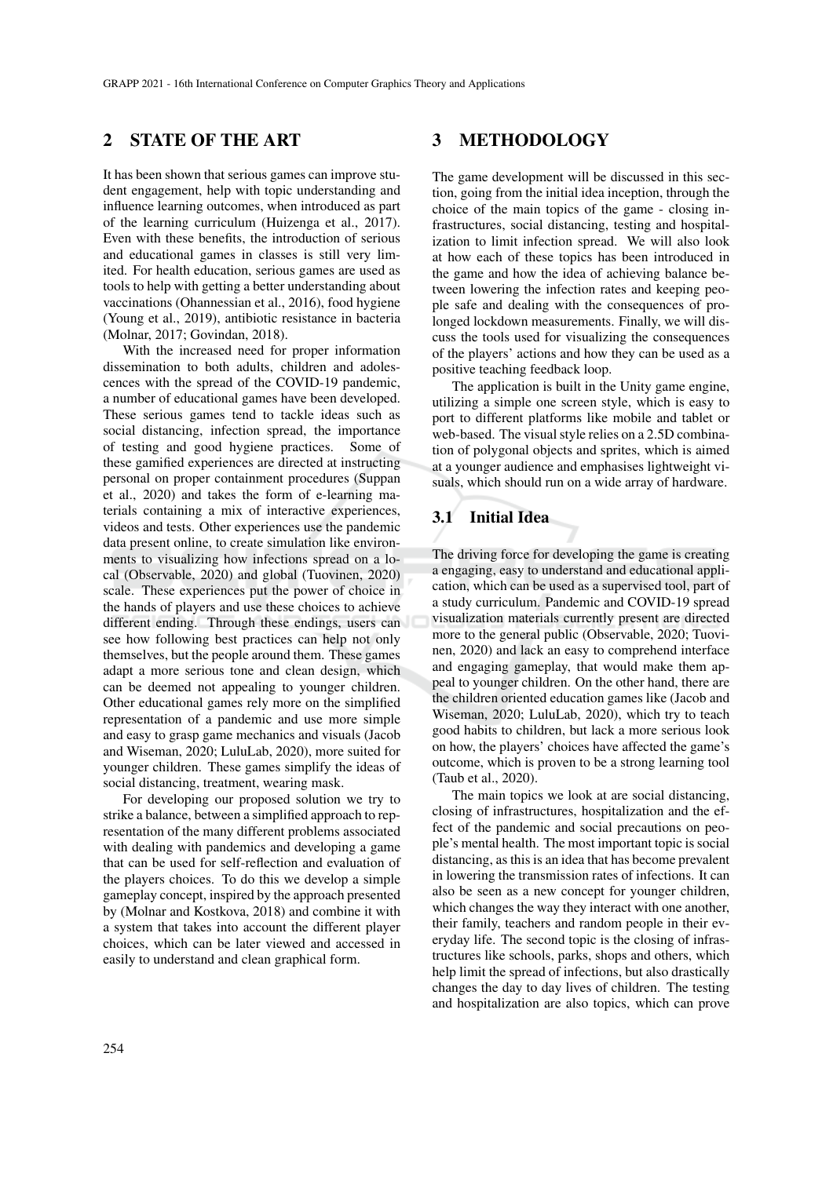## 2 STATE OF THE ART

It has been shown that serious games can improve student engagement, help with topic understanding and influence learning outcomes, when introduced as part of the learning curriculum (Huizenga et al., 2017). Even with these benefits, the introduction of serious and educational games in classes is still very limited. For health education, serious games are used as tools to help with getting a better understanding about vaccinations (Ohannessian et al., 2016), food hygiene (Young et al., 2019), antibiotic resistance in bacteria (Molnar, 2017; Govindan, 2018).

With the increased need for proper information dissemination to both adults, children and adolescences with the spread of the COVID-19 pandemic, a number of educational games have been developed. These serious games tend to tackle ideas such as social distancing, infection spread, the importance of testing and good hygiene practices. Some of these gamified experiences are directed at instructing personal on proper containment procedures (Suppan et al., 2020) and takes the form of e-learning materials containing a mix of interactive experiences, videos and tests. Other experiences use the pandemic data present online, to create simulation like environments to visualizing how infections spread on a local (Observable, 2020) and global (Tuovinen, 2020) scale. These experiences put the power of choice in the hands of players and use these choices to achieve different ending. Through these endings, users can see how following best practices can help not only themselves, but the people around them. These games adapt a more serious tone and clean design, which can be deemed not appealing to younger children. Other educational games rely more on the simplified representation of a pandemic and use more simple and easy to grasp game mechanics and visuals (Jacob and Wiseman, 2020; LuluLab, 2020), more suited for younger children. These games simplify the ideas of social distancing, treatment, wearing mask.

For developing our proposed solution we try to strike a balance, between a simplified approach to representation of the many different problems associated with dealing with pandemics and developing a game that can be used for self-reflection and evaluation of the players choices. To do this we develop a simple gameplay concept, inspired by the approach presented by (Molnar and Kostkova, 2018) and combine it with a system that takes into account the different player choices, which can be later viewed and accessed in easily to understand and clean graphical form.

## 3 METHODOLOGY

The game development will be discussed in this section, going from the initial idea inception, through the choice of the main topics of the game - closing infrastructures, social distancing, testing and hospitalization to limit infection spread. We will also look at how each of these topics has been introduced in the game and how the idea of achieving balance between lowering the infection rates and keeping people safe and dealing with the consequences of prolonged lockdown measurements. Finally, we will discuss the tools used for visualizing the consequences of the players' actions and how they can be used as a positive teaching feedback loop.

The application is built in the Unity game engine, utilizing a simple one screen style, which is easy to port to different platforms like mobile and tablet or web-based. The visual style relies on a 2.5D combination of polygonal objects and sprites, which is aimed at a younger audience and emphasises lightweight visuals, which should run on a wide array of hardware.

### 3.1 Initial Idea

The driving force for developing the game is creating a engaging, easy to understand and educational application, which can be used as a supervised tool, part of a study curriculum. Pandemic and COVID-19 spread visualization materials currently present are directed more to the general public (Observable, 2020; Tuovinen, 2020) and lack an easy to comprehend interface and engaging gameplay, that would make them appeal to younger children. On the other hand, there are the children oriented education games like (Jacob and Wiseman, 2020; LuluLab, 2020), which try to teach good habits to children, but lack a more serious look on how, the players' choices have affected the game's outcome, which is proven to be a strong learning tool (Taub et al., 2020).

The main topics we look at are social distancing, closing of infrastructures, hospitalization and the effect of the pandemic and social precautions on people's mental health. The most important topic is social distancing, as this is an idea that has become prevalent in lowering the transmission rates of infections. It can also be seen as a new concept for younger children, which changes the way they interact with one another, their family, teachers and random people in their everyday life. The second topic is the closing of infrastructures like schools, parks, shops and others, which help limit the spread of infections, but also drastically changes the day to day lives of children. The testing and hospitalization are also topics, which can prove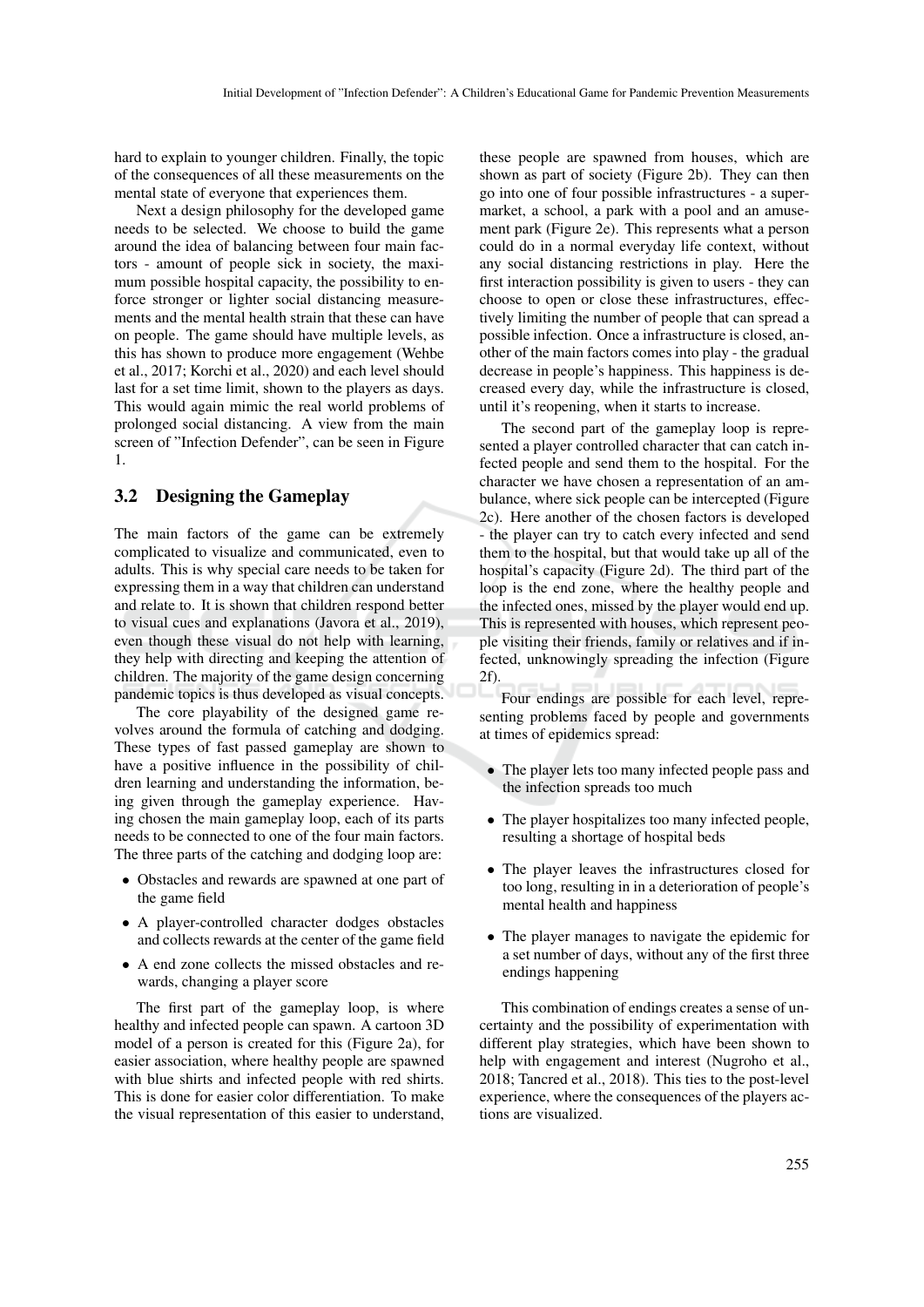hard to explain to younger children. Finally, the topic of the consequences of all these measurements on the mental state of everyone that experiences them.

Next a design philosophy for the developed game needs to be selected. We choose to build the game around the idea of balancing between four main factors - amount of people sick in society, the maximum possible hospital capacity, the possibility to enforce stronger or lighter social distancing measurements and the mental health strain that these can have on people. The game should have multiple levels, as this has shown to produce more engagement (Wehbe et al., 2017; Korchi et al., 2020) and each level should last for a set time limit, shown to the players as days. This would again mimic the real world problems of prolonged social distancing. A view from the main screen of "Infection Defender", can be seen in Figure 1.

### 3.2 Designing the Gameplay

The main factors of the game can be extremely complicated to visualize and communicated, even to adults. This is why special care needs to be taken for expressing them in a way that children can understand and relate to. It is shown that children respond better to visual cues and explanations (Javora et al., 2019), even though these visual do not help with learning, they help with directing and keeping the attention of children. The majority of the game design concerning pandemic topics is thus developed as visual concepts.

The core playability of the designed game revolves around the formula of catching and dodging. These types of fast passed gameplay are shown to have a positive influence in the possibility of children learning and understanding the information, being given through the gameplay experience. Having chosen the main gameplay loop, each of its parts needs to be connected to one of the four main factors. The three parts of the catching and dodging loop are:

- Obstacles and rewards are spawned at one part of the game field
- A player-controlled character dodges obstacles and collects rewards at the center of the game field
- A end zone collects the missed obstacles and rewards, changing a player score

The first part of the gameplay loop, is where healthy and infected people can spawn. A cartoon 3D model of a person is created for this (Figure 2a), for easier association, where healthy people are spawned with blue shirts and infected people with red shirts. This is done for easier color differentiation. To make the visual representation of this easier to understand, these people are spawned from houses, which are shown as part of society (Figure 2b). They can then go into one of four possible infrastructures - a supermarket, a school, a park with a pool and an amusement park (Figure 2e). This represents what a person could do in a normal everyday life context, without any social distancing restrictions in play. Here the first interaction possibility is given to users - they can choose to open or close these infrastructures, effectively limiting the number of people that can spread a possible infection. Once a infrastructure is closed, another of the main factors comes into play - the gradual decrease in people's happiness. This happiness is decreased every day, while the infrastructure is closed, until it's reopening, when it starts to increase.

The second part of the gameplay loop is represented a player controlled character that can catch infected people and send them to the hospital. For the character we have chosen a representation of an ambulance, where sick people can be intercepted (Figure 2c). Here another of the chosen factors is developed - the player can try to catch every infected and send them to the hospital, but that would take up all of the hospital's capacity (Figure 2d). The third part of the loop is the end zone, where the healthy people and the infected ones, missed by the player would end up. This is represented with houses, which represent people visiting their friends, family or relatives and if infected, unknowingly spreading the infection (Figure 2f).

Four endings are possible for each level, representing problems faced by people and governments at times of epidemics spread:

- The player lets too many infected people pass and the infection spreads too much
- The player hospitalizes too many infected people, resulting a shortage of hospital beds
- The player leaves the infrastructures closed for too long, resulting in in a deterioration of people's mental health and happiness
- The player manages to navigate the epidemic for a set number of days, without any of the first three endings happening

This combination of endings creates a sense of uncertainty and the possibility of experimentation with different play strategies, which have been shown to help with engagement and interest (Nugroho et al., 2018; Tancred et al., 2018). This ties to the post-level experience, where the consequences of the players actions are visualized.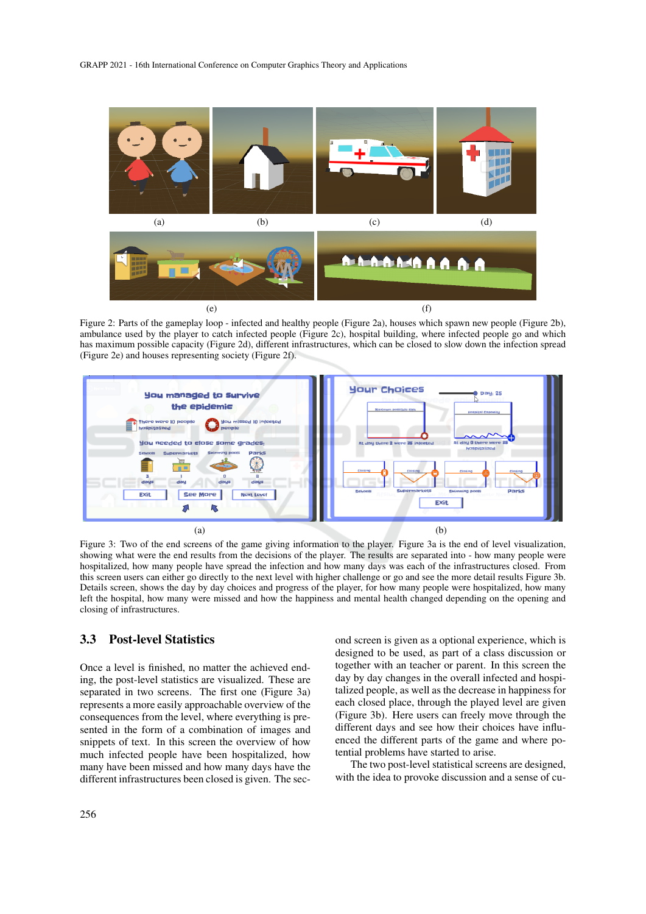Figure 2: Parts of the gameplay loop - infected and healthy people (Figure 2a), houses which spawn new people (Figure 2b), ambulance used by the player to catch infected people (Figure 2c), hospital building, where infected people go and which has maximum possible capacity (Figure 2d), different infrastructures, which can be closed to slow down the infection spread (Figure 2e) and houses representing society (Figure 2f).

Figure 3: Two of the end screens of the game giving information to the player. Figure 3a is the end of level visualization, showing what were the end results from the decisions of the player. The results are separated into - how many people were hospitalized, how many people have spread the infection and how many days was each of the infrastructures closed. From this screen users can either go directly to the next level with higher challenge or go and see the more detail results Figure 3b. Details screen, shows the day by day choices and progress of the player, for how many people were hospitalized, how many left the hospital, how many were missed and how the happiness and mental health changed depending on the opening and closing of infrastructures.

## 3.3 Post-level Statistics

Once a level is finished, no matter the achieved ending, the post-level statistics are visualized. These are separated in two screens. The first one (Figure 3a) represents a more easily approachable overview of the consequences from the level, where everything is presented in the form of a combination of images and snippets of text. In this screen the overview of how much infected people have been hospitalized, how many have been missed and how many days have the different infrastructures been closed is given. The second screen is given as a optional experience, which is designed to be used, as part of a class discussion or together with an teacher or parent. In this screen the day by day changes in the overall infected and hospitalized people, as well as the decrease in happiness for each closed place, through the played level are given (Figure 3b). Here users can freely move through the different days and see how their choices have influenced the different parts of the game and where potential problems have started to arise.

The two post-level statistical screens are designed, with the idea to provoke discussion and a sense of cu-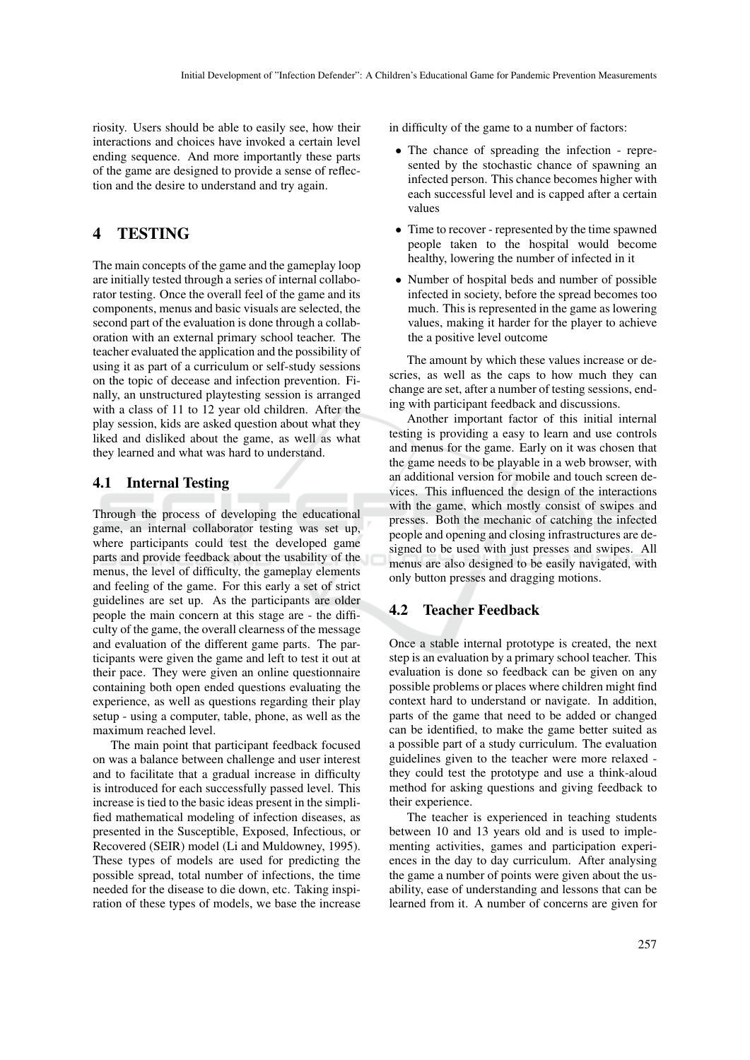riosity. Users should be able to easily see, how their interactions and choices have invoked a certain level ending sequence. And more importantly these parts of the game are designed to provide a sense of reflection and the desire to understand and try again.

# 4 TESTING

The main concepts of the game and the gameplay loop are initially tested through a series of internal collaborator testing. Once the overall feel of the game and its components, menus and basic visuals are selected, the second part of the evaluation is done through a collaboration with an external primary school teacher. The teacher evaluated the application and the possibility of using it as part of a curriculum or self-study sessions on the topic of decease and infection prevention. Finally, an unstructured playtesting session is arranged with a class of 11 to 12 year old children. After the play session, kids are asked question about what they liked and disliked about the game, as well as what they learned and what was hard to understand.

## 4.1 Internal Testing

Through the process of developing the educational game, an internal collaborator testing was set up, where participants could test the developed game parts and provide feedback about the usability of the menus, the level of difficulty, the gameplay elements and feeling of the game. For this early a set of strict guidelines are set up. As the participants are older people the main concern at this stage are - the difficulty of the game, the overall clearness of the message and evaluation of the different game parts. The participants were given the game and left to test it out at their pace. They were given an online questionnaire containing both open ended questions evaluating the experience, as well as questions regarding their play setup - using a computer, table, phone, as well as the maximum reached level.

The main point that participant feedback focused on was a balance between challenge and user interest and to facilitate that a gradual increase in difficulty is introduced for each successfully passed level. This increase is tied to the basic ideas present in the simplified mathematical modeling of infection diseases, as presented in the Susceptible, Exposed, Infectious, or Recovered (SEIR) model (Li and Muldowney, 1995). These types of models are used for predicting the possible spread, total number of infections, the time needed for the disease to die down, etc. Taking inspiration of these types of models, we base the increase in difficulty of the game to a number of factors:

- The chance of spreading the infection - represented by the stochastic chance of spawning an infected person. This chance becomes higher with each successful level and is capped after a certain values
- Time to recover - represented by the time spawned people taken to the hospital would become healthy, lowering the number of infected in it
- Number of hospital beds and number of possible infected in society, before the spread becomes too much. This is represented in the game as lowering values, making it harder for the player to achieve the a positive level outcome

The amount by which these values increase or descries, as well as the caps to how much they can change are set, after a number of testing sessions, ending with participant feedback and discussions.

Another important factor of this initial internal testing is providing a easy to learn and use controls and menus for the game. Early on it was chosen that the game needs to be playable in a web browser, with an additional version for mobile and touch screen devices. This influenced the design of the interactions with the game, which mostly consist of swipes and presses. Both the mechanic of catching the infected people and opening and closing infrastructures are designed to be used with just presses and swipes. All menus are also designed to be easily navigated, with only button presses and dragging motions.

## 4.2 Teacher Feedback

Once a stable internal prototype is created, the next step is an evaluation by a primary school teacher. This evaluation is done so feedback can be given on any possible problems or places where children might find context hard to understand or navigate. In addition, parts of the game that need to be added or changed can be identified, to make the game better suited as a possible part of a study curriculum. The evaluation guidelines given to the teacher were more relaxed - they could test the prototype and use a think-aloud method for asking questions and giving feedback to their experience.

The teacher is experienced in teaching students between 10 and 13 years old and is used to implementing activities, games and participation experiences in the day to day curriculum. After analysing the game a number of points were given about the usability, ease of understanding and lessons that can be learned from it. A number of concerns are given for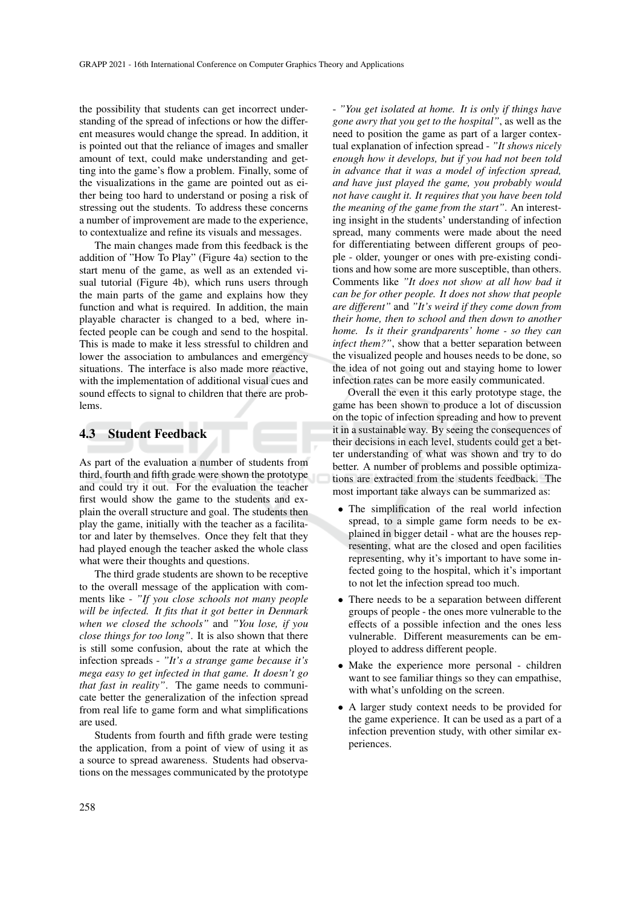the possibility that students can get incorrect understanding of the spread of infections or how the different measures would change the spread. In addition, it is pointed out that the reliance of images and smaller amount of text, could make understanding and getting into the game's flow a problem. Finally, some of the visualizations in the game are pointed out as either being too hard to understand or posing a risk of stressing out the students. To address these concerns a number of improvement are made to the experience, to contextualize and refine its visuals and messages.

The main changes made from this feedback is the addition of "How To Play" (Figure 4a) section to the start menu of the game, as well as an extended visual tutorial (Figure 4b), which runs users through the main parts of the game and explains how they function and what is required. In addition, the main playable character is changed to a bed, where infected people can be cough and send to the hospital. This is made to make it less stressful to children and lower the association to ambulances and emergency situations. The interface is also made more reactive, with the implementation of additional visual cues and sound effects to signal to children that there are problems.

## 4.3 Student Feedback

As part of the evaluation a number of students from third, fourth and fifth grade were shown the prototype and could try it out. For the evaluation the teacher first would show the game to the students and explain the overall structure and goal. The students then play the game, initially with the teacher as a facilitator and later by themselves. Once they felt that they had played enough the teacher asked the whole class what were their thoughts and questions.

The third grade students are shown to be receptive to the overall message of the application with comments like - *"If you close schools not many people will be infected. It fits that it got better in Denmark when we closed the schools"* and *"You lose, if you close things for too long"*. It is also shown that there is still some confusion, about the rate at which the infection spreads - *"It's a strange game because it's mega easy to get infected in that game. It doesn't go that fast in reality"*. The game needs to communicate better the generalization of the infection spread from real life to game form and what simplifications are used.

Students from fourth and fifth grade were testing the application, from a point of view of using it as a source to spread awareness. Students had observations on the messages communicated by the prototype - *"You get isolated at home. It is only if things have gone awry that you get to the hospital"*, as well as the need to position the game as part of a larger contextual explanation of infection spread - *"It shows nicely enough how it develops, but if you had not been told in advance that it was a model of infection spread, and have just played the game, you probably would not have caught it. It requires that you have been told the meaning of the game from the start"*. An interesting insight in the students' understanding of infection spread, many comments were made about the need for differentiating between different groups of people - older, younger or ones with pre-existing conditions and how some are more susceptible, than others. Comments like *"It does not show at all how bad it can be for other people. It does not show that people are different"* and *"It's weird if they come down from their home, then to school and then down to another home. Is it their grandparents' home - so they can infect them?"*, show that a better separation between the visualized people and houses needs to be done, so the idea of not going out and staying home to lower infection rates can be more easily communicated.

Overall the even it this early prototype stage, the game has been shown to produce a lot of discussion on the topic of infection spreading and how to prevent it in a sustainable way. By seeing the consequences of their decisions in each level, students could get a better understanding of what was shown and try to do better. A number of problems and possible optimizations are extracted from the students feedback. The most important take always can be summarized as:

- The simplification of the real world infection spread, to a simple game form needs to be explained in bigger detail - what are the houses representing, what are the closed and open facilities representing, why it's important to have some infected going to the hospital, which it's important to not let the infection spread too much.
- There needs to be a separation between different groups of people - the ones more vulnerable to the effects of a possible infection and the ones less vulnerable. Different measurements can be employed to address different people.
- Make the experience more personal - children want to see familiar things so they can empathise, with what's unfolding on the screen.
- A larger study context needs to be provided for the game experience. It can be used as a part of a infection prevention study, with other similar experiences.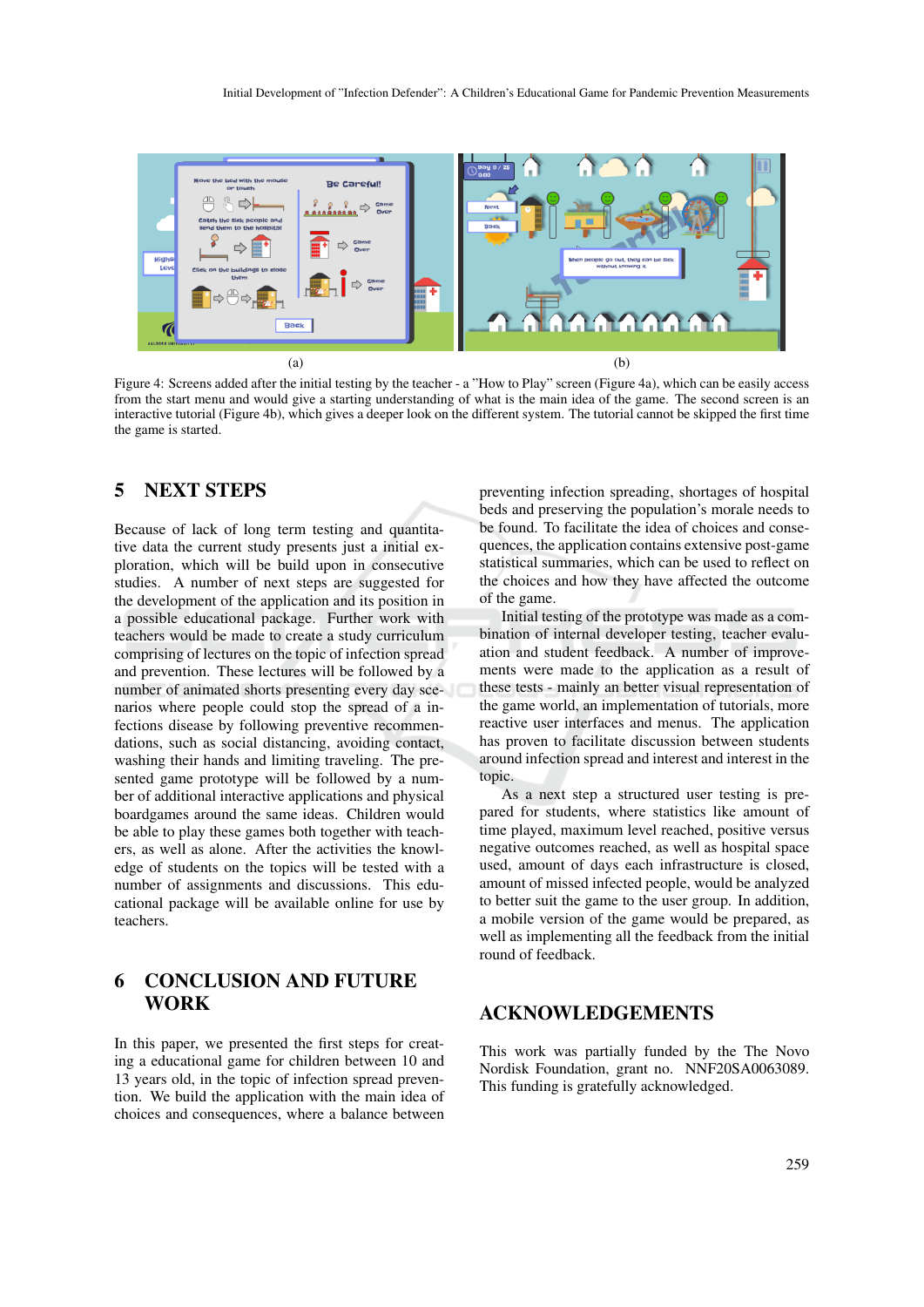(a) (b)

Figure 4: Screens added after the initial testing by the teacher - a "How to Play" screen (Figure 4a), which can be easily access from the start menu and would give a starting understanding of what is the main idea of the game. The second screen is an interactive tutorial (Figure 4b), which gives a deeper look on the different system. The tutorial cannot be skipped the first time the game is started.

## 5 NEXT STEPS

Because of lack of long term testing and quantitative data the current study presents just a initial exploration, which will be build upon in consecutive studies. A number of next steps are suggested for the development of the application and its position in a possible educational package. Further work with teachers would be made to create a study curriculum comprising of lectures on the topic of infection spread and prevention. These lectures will be followed by a number of animated shorts presenting every day scenarios where people could stop the spread of a infections disease by following preventive recommendations, such as social distancing, avoiding contact, washing their hands and limiting traveling. The presented game prototype will be followed by a number of additional interactive applications and physical boardgames around the same ideas. Children would be able to play these games both together with teachers, as well as alone. After the activities the knowledge of students on the topics will be tested with a number of assignments and discussions. This educational package will be available online for use by teachers.

## 6 CONCLUSION AND FUTURE WORK

In this paper, we presented the first steps for creating a educational game for children between 10 and 13 years old, in the topic of infection spread prevention. We build the application with the main idea of choices and consequences, where a balance between preventing infection spreading, shortages of hospital beds and preserving the population's morale needs to be found. To facilitate the idea of choices and consequences, the application contains extensive post-game statistical summaries, which can be used to reflect on the choices and how they have affected the outcome of the game.

Initial testing of the prototype was made as a combination of internal developer testing, teacher evaluation and student feedback. A number of improvements were made to the application as a result of these tests - mainly an better visual representation of the game world, an implementation of tutorials, more reactive user interfaces and menus. The application has proven to facilitate discussion between students around infection spread and interest and interest in the topic.

As a next step a structured user testing is prepared for students, where statistics like amount of time played, maximum level reached, positive versus negative outcomes reached, as well as hospital space used, amount of days each infrastructure is closed, amount of missed infected people, would be analyzed to better suit the game to the user group. In addition, a mobile version of the game would be prepared, as well as implementing all the feedback from the initial round of feedback.

## ACKNOWLEDGEMENTS

This work was partially funded by the The Novo Nordisk Foundation, grant no. NNF20SA0063089. This funding is gratefully acknowledged.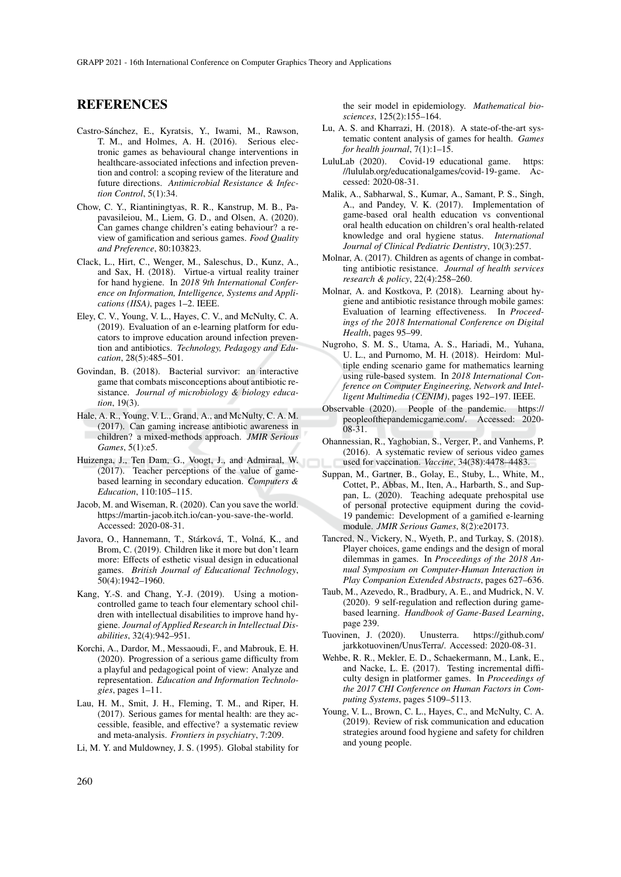## REFERENCES

Castro-Sánchez, E., Kyratsis, Y., Iwami, M., Rawson, T. M., and Holmes, A. H. (2016). Serious electronic games as behavioural change interventions in healthcare-associated infections and infection prevention and control: a scoping review of the literature and future directions. *Antimicrobial Resistance & Infection Control*, 5(1):34.

Chow, C. Y., Riantiningtyas, R. R., Kanstrup, M. B., Papavasileiou, M., Liem, G. D., and Olsen, A. (2020). Can games change children's eating behaviour? a review of gamification and serious games. *Food Quality and Preference*, 80:103823.

Clack, L., Hirt, C., Wenger, M., Saleschus, D., Kunz, A., and Sax, H. (2018). Virtue-a virtual reality trainer for hand hygiene. In *2018 9th International Conference on Information, Intelligence, Systems and Applications (IISA)*, pages 1–2. IEEE.

Eley, C. V., Young, V. L., Hayes, C. V., and McNulty, C. A. (2019). Evaluation of an e-learning platform for educators to improve education around infection prevention and antibiotics. *Technology, Pedagogy and Education*, 28(5):485–501.

Govindan, B. (2018). Bacterial survivor: an interactive game that combats misconceptions about antibiotic resistance. *Journal of microbiology & biology education*, 19(3).

Hale, A. R., Young, V. L., Grand, A., and McNulty, C. A. M. (2017). Can gaming increase antibiotic awareness in children? a mixed-methods approach. *JMIR Serious Games*, 5(1):e5.

Huizenga, J., Ten Dam, G., Voogt, J., and Admiraal, W. (2017). Teacher perceptions of the value of game-based learning in secondary education. *Computers & Education*, 110:105–115.

Jacob, M. and Wiseman, R. (2020). Can you save the world. https://martin-jacob.itch.io/can-you-save-the-world. Accessed: 2020-08-31.

Javora, O., Hannemann, T., Stárková, T., Volná, K., and Brom, C. (2019). Children like it more but don't learn more: Effects of esthetic visual design in educational games. *British Journal of Educational Technology*, 50(4):1942–1960.

Kang, Y.-S. and Chang, Y.-J. (2019). Using a motion-controlled game to teach four elementary school children with intellectual disabilities to improve hand hygiene. *Journal of Applied Research in Intellectual Disabilities*, 32(4):942–951.

Korchi, A., Dardor, M., Messaoudi, F., and Mabrouk, E. H. (2020). Progression of a serious game difficulty from a playful and pedagogical point of view: Analyze and representation. *Education and Information Technologies*, pages 1–11.

Lau, H. M., Smit, J. H., Fleming, T. M., and Riper, H. (2017). Serious games for mental health: are they accessible, feasible, and effective? a systematic review and meta-analysis. *Frontiers in psychiatry*, 7:209.

Li, M. Y. and Muldowney, J. S. (1995). Global stability for the seir model in epidemiology. *Mathematical biosciences*, 125(2):155–164.

Lu, A. S. and Kharrazi, H. (2018). A state-of-the-art systematic content analysis of games for health. *Games for health journal*, 7(1):1–15.

LuluLab (2020). Covid-19 educational game. https://lululab.org/educationalgames/covid-19-game. Accessed: 2020-08-31.

Malik, A., Sabharwal, S., Kumar, A., Samant, P. S., Singh, A., and Pandey, V. K. (2017). Implementation of game-based oral health education vs conventional oral health education on children's oral health-related knowledge and oral hygiene status. *International Journal of Clinical Pediatric Dentistry*, 10(3):257.

Molnar, A. (2017). Children as agents of change in combatting antibiotic resistance. *Journal of health services research & policy*, 22(4):258–260.

Molnar, A. and Kostkova, P. (2018). Learning about hygiene and antibiotic resistance through mobile games: Evaluation of learning effectiveness. In *Proceedings of the 2018 International Conference on Digital Health*, pages 95–99.

Nugroho, S. M. S., Utama, A. S., Hariadi, M., Yuhana, U. L., and Purnomo, M. H. (2018). Heirdom: Multiple ending scenario game for mathematics learning using rule-based system. In *2018 International Conference on Computer Engineering, Network and Intelligent Multimedia (CENIM)*, pages 192–197. IEEE.

Observable (2020). People of the pandemic. https://peopleofthepandemicgame.com/. Accessed: 2020-08-31.

Ohannessian, R., Yaghobian, S., Verger, P., and Vanhems, P. (2016). A systematic review of serious video games used for vaccination. *Vaccine*, 34(38):4478–4483.

Suppan, M., Gartner, B., Golay, E., Stuby, L., White, M., Cottet, P., Abbas, M., Iten, A., Harbarth, S., and Suppan, L. (2020). Teaching adequate prehospital use of personal protective equipment during the covid-19 pandemic: Development of a gamified e-learning module. *JMIR Serious Games*, 8(2):e20173.

Tancred, N., Vickery, N., Wyeth, P., and Turkay, S. (2018). Player choices, game endings and the design of moral dilemmas in games. In *Proceedings of the 2018 Annual Symposium on Computer-Human Interaction in Play Companion Extended Abstracts*, pages 627–636.

Taub, M., Azevedo, R., Bradbury, A. E., and Mudrick, N. V. (2020). 9 self-regulation and reflection during game-based learning. *Handbook of Game-Based Learning*, page 239.

Tuovinen, J. (2020). Unusterra. https://github.com/jarkkotuovinen/UnusTerra/. Accessed: 2020-08-31.

Wehbe, R. R., Mekler, E. D., Schaekermann, M., Lank, E., and Nacke, L. E. (2017). Testing incremental difficulty design in platformer games. In *Proceedings of the 2017 CHI Conference on Human Factors in Computing Systems*, pages 5109–5113.

Young, V. L., Brown, C. L., Hayes, C., and McNulty, C. A. (2019). Review of risk communication and education strategies around food hygiene and safety for children and young people.